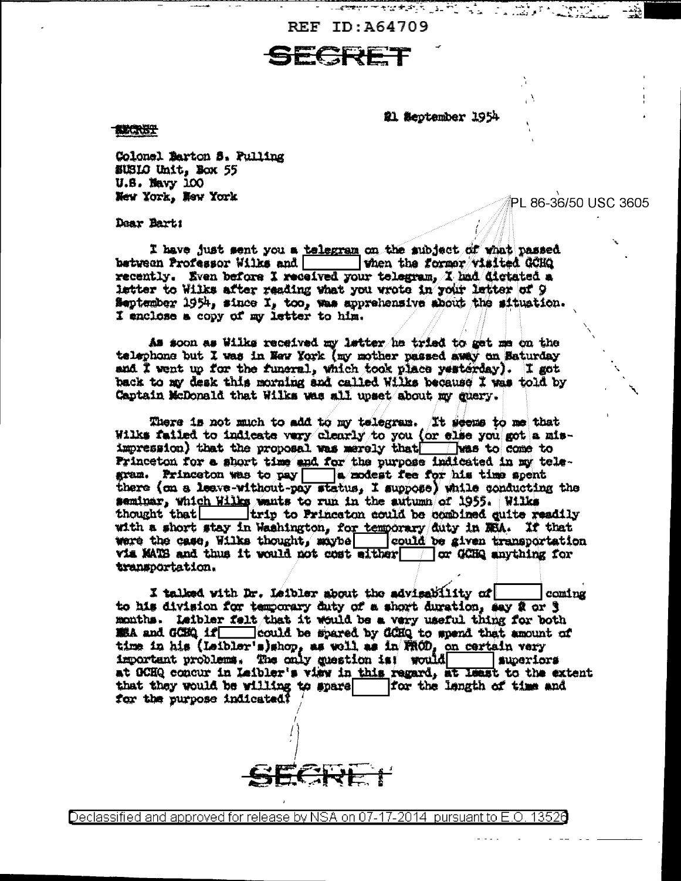REF ID:A64709

SECRET

21 September 1954

SECRET

Colonel Barton S. Pulling
SUSLO Unit, Box 55
U.S. Navy 100
New York, New York

PL 86-36/50 USC 3605

Dear Bart:

I have just sent you a telegram on the subject of what passed between Professor Wilks and [ ] when the former visited GCHQ recently. Even before I received your telegram, I had dictated a letter to Wilks after reading what you wrote in your letter of 9 September 1954, since I, too, was apprehensive about the situation. I enclose a copy of my letter to him.

As soon as Wilks received my letter he tried to get me on the telephone but I was in New York (my mother passed away on Saturday and I went up for the funeral, which took place yesterday). I got back to my desk this morning and called Wilks because I was told by Captain McDonald that Wilks was all upset about my query.

There is not much to add to my telegram. It seems to me that Wilks failed to indicate very clearly to you (or else you got a misimpression) that the proposal was merely that [ ] was to come to Princeton for a short time and for the purpose indicated in my telegram. Princeton was to pay [ ] a modest fee for his time spent there (on a leave-without-pay status, I suppose) while conducting the seminar, which Wilks wants to run in the autumn of 1955. Wilks thought that [ ] trip to Princeton could be combined quite readily with a short stay in Washington, for temporary duty in NSA. If that were the case, Wilks thought, maybe [ ] could be given transportation via MATS and thus it would not cost either [ ] or GCHQ anything for transportation.

I talked with Dr. Leibler about the advisability of [ ] coming to his division for temporary duty of a short duration, say 2 or 3 months. Leibler felt that it would be a very useful thing for both NSA and GCHQ if [ ] could be spared by GCHQ to spend that amount of time in his (Leibler's)shop, as well as in PROD, on certain very important problems. The only question is: would [ ] superiors at GCHQ concur in Leibler's view in this regard, at least to the extent that they would be willing to spare [ ] for the length of time and for the purpose indicated?

SECRET

Declassified and approved for release by NSA on 07-17-2014 pursuant to E.O. 13526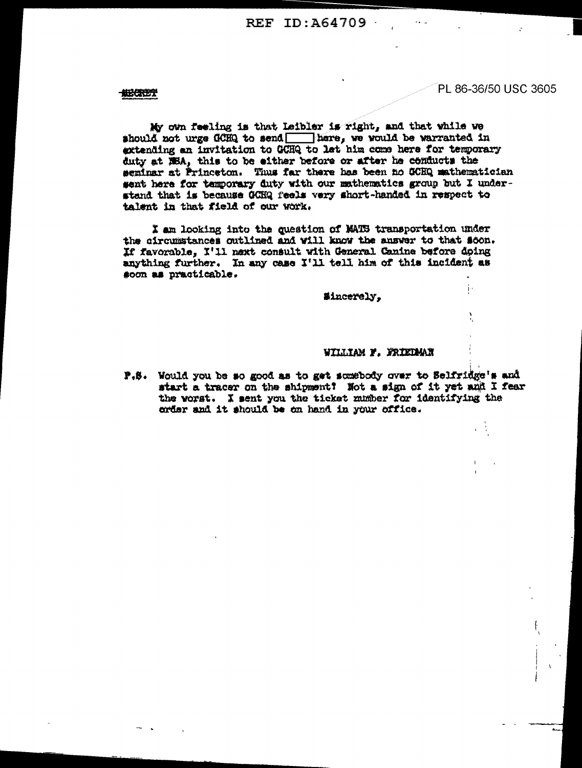SECRET

PL 86-36/50 USC 3605

My own feeling is that Leibler is right, and that while we should not urge GCHQ to send [ ] here, we would be warranted in extending an invitation to GCHQ to let him come here for temporary duty at NSA, this to be either before or after he conducts the seminar at Princeton. Thus far there has been no GCHQ mathematician sent here for temporary duty with our mathematics group but I understand that is because GCHQ feels very short-handed in respect to talent in that field of our work.

I am looking into the question of MATS transportation under the circumstances outlined and will know the answer to that soon. If favorable, I'll next consult with General Canine before doing anything further. In any case I'll tell him of this incident as soon as practicable.

Sincerely,

WILLIAM F. FRIEDMAN

P.S. Would you be so good as to get somebody over to Selfridge's and start a tracer on the shipment? Not a sign of it yet and I fear the worst. I sent you the ticket number for identifying the order and it should be on hand in your office.